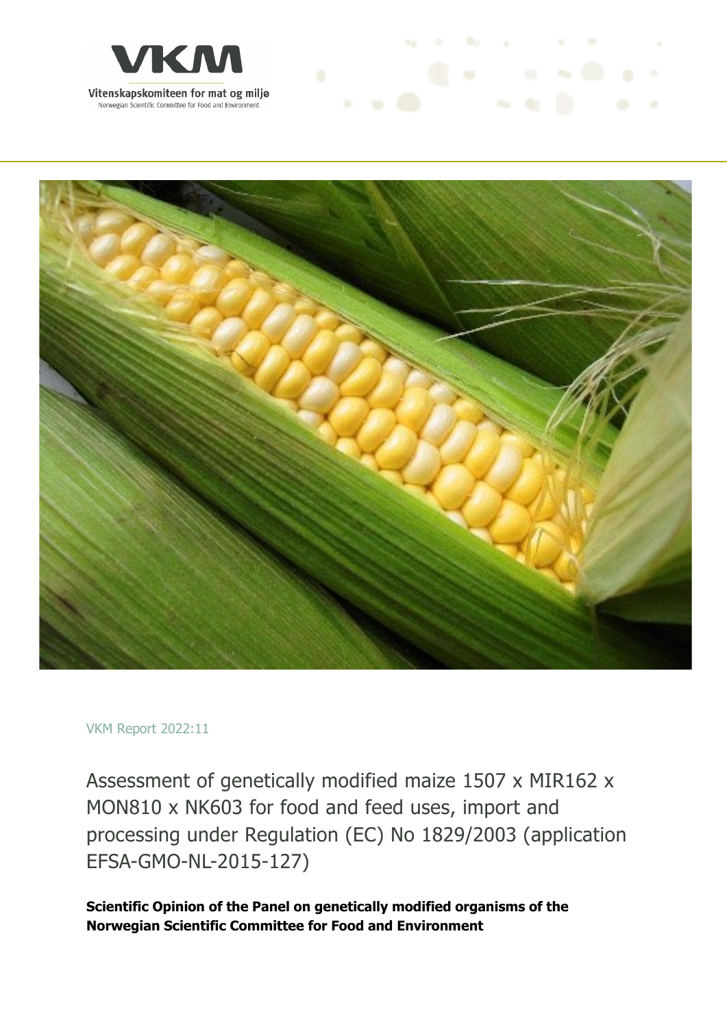VKM

Vitenskapskomiteen for mat og miljø

Norwegian Scientific Committee for Food and Environment

VKM Report 2022:11

# Assessment of genetically modified maize 1507 x MIR162 x MON810 x NK603 for food and feed uses, import and processing under Regulation (EC) No 1829/2003 (application EFSA-GMO-NL-2015-127)

**Scientific Opinion of the Panel on genetically modified organisms of the Norwegian Scientific Committee for Food and Environment**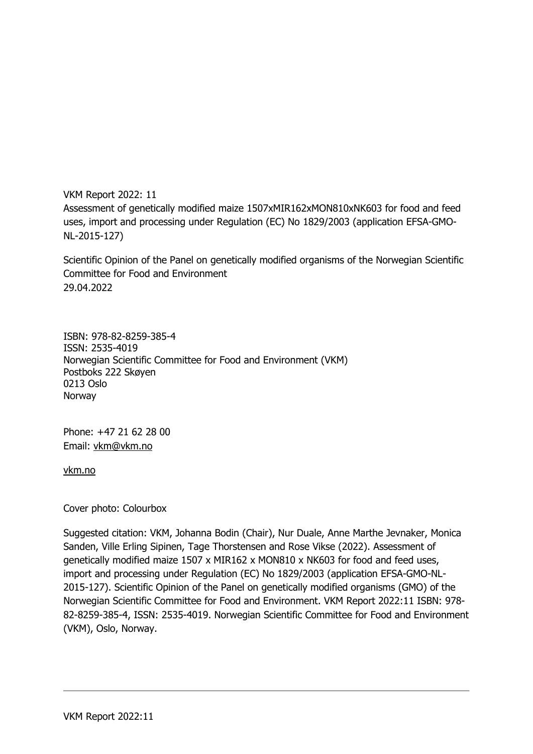VKM Report 2022: 11
Assessment of genetically modified maize 1507xMIR162xMON810xNK603 for food and feed uses, import and processing under Regulation (EC) No 1829/2003 (application EFSA-GMO-NL-2015-127)

Scientific Opinion of the Panel on genetically modified organisms of the Norwegian Scientific Committee for Food and Environment
29.04.2022

ISBN: 978-82-8259-385-4
ISSN: 2535-4019
Norwegian Scientific Committee for Food and Environment (VKM)
Postboks 222 Skøyen
0213 Oslo
Norway

Phone: +47 21 62 28 00
Email: vkm@vkm.no

vkm.no

Cover photo: Colourbox

Suggested citation: VKM, Johanna Bodin (Chair), Nur Duale, Anne Marthe Jevnaker, Monica Sanden, Ville Erling Sipinen, Tage Thorstensen and Rose Vikse (2022). Assessment of genetically modified maize 1507 x MIR162 x MON810 x NK603 for food and feed uses, import and processing under Regulation (EC) No 1829/2003 (application EFSA-GMO-NL-2015-127). Scientific Opinion of the Panel on genetically modified organisms (GMO) of the Norwegian Scientific Committee for Food and Environment. VKM Report 2022:11 ISBN: 978-82-8259-385-4, ISSN: 2535-4019. Norwegian Scientific Committee for Food and Environment (VKM), Oslo, Norway.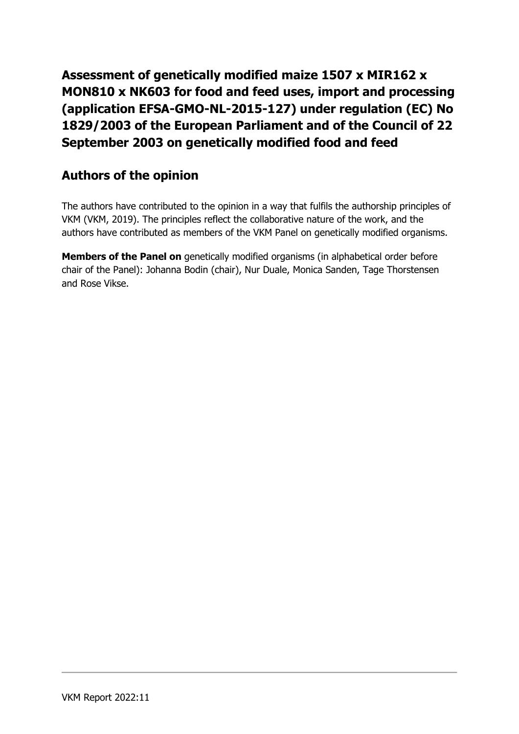# Assessment of genetically modified maize 1507 x MIR162 x MON810 x NK603 for food and feed uses, import and processing (application EFSA-GMO-NL-2015-127) under regulation (EC) No 1829/2003 of the European Parliament and of the Council of 22 September 2003 on genetically modified food and feed

## Authors of the opinion

The authors have contributed to the opinion in a way that fulfils the authorship principles of VKM (VKM, 2019). The principles reflect the collaborative nature of the work, and the authors have contributed as members of the VKM Panel on genetically modified organisms.

**Members of the Panel on** genetically modified organisms (in alphabetical order before chair of the Panel): Johanna Bodin (chair), Nur Duale, Monica Sanden, Tage Thorstensen and Rose Vikse.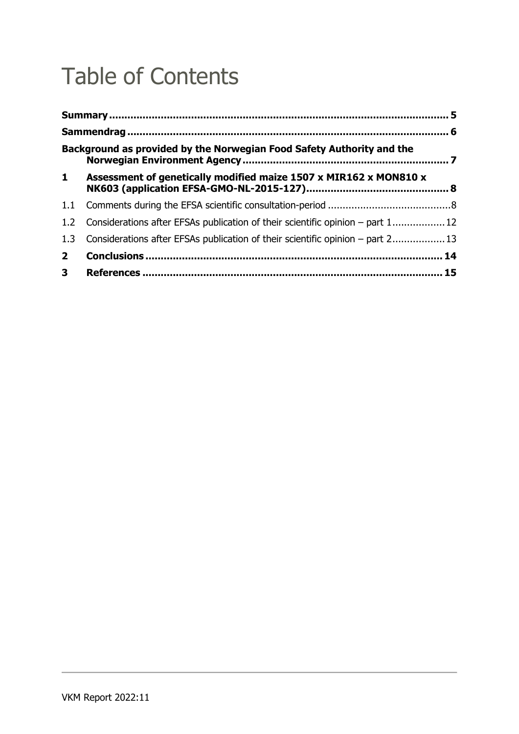# Table of Contents

**Summary** ............................................................................................................. **5**

**Sammendrag** ....................................................................................................... **6**

**Background as provided by the Norwegian Food Safety Authority and the Norwegian Environment Agency** ................................................................... **7**

**1 Assessment of genetically modified maize 1507 x MIR162 x MON810 x NK603 (application EFSA-GMO-NL-2015-127)** ............................................ **8**

1.1 Comments during the EFSA scientific consultation-period .........................................8

1.2 Considerations after EFSAs publication of their scientific opinion – part 1 .................12

1.3 Considerations after EFSAs publication of their scientific opinion – part 2 .................13

**2 Conclusions** .................................................................................................. **14**

**3 References** ................................................................................................... **15**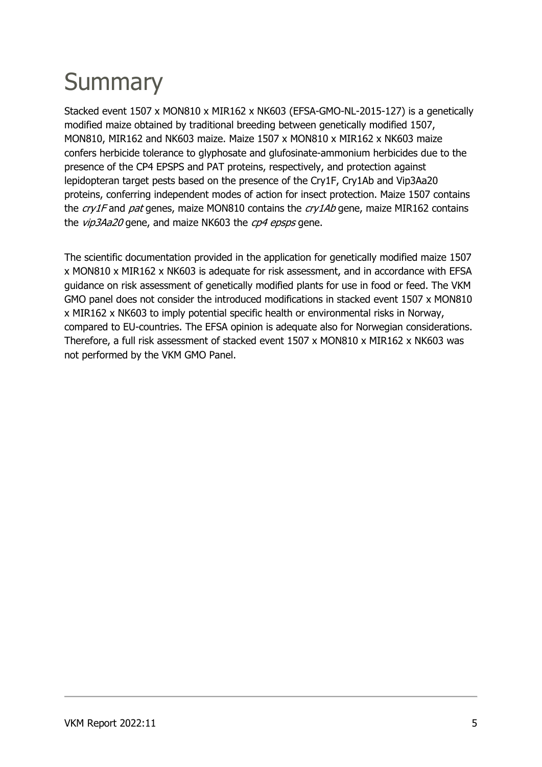# Summary

Stacked event 1507 x MON810 x MIR162 x NK603 (EFSA-GMO-NL-2015-127) is a genetically modified maize obtained by traditional breeding between genetically modified 1507, MON810, MIR162 and NK603 maize. Maize 1507 x MON810 x MIR162 x NK603 maize confers herbicide tolerance to glyphosate and glufosinate-ammonium herbicides due to the presence of the CP4 EPSPS and PAT proteins, respectively, and protection against lepidopteran target pests based on the presence of the Cry1F, Cry1Ab and Vip3Aa20 proteins, conferring independent modes of action for insect protection. Maize 1507 contains the *cry1F* and *pat* genes, maize MON810 contains the *cry1Ab* gene, maize MIR162 contains the *vip3Aa20* gene, and maize NK603 the *cp4 epsps* gene.

The scientific documentation provided in the application for genetically modified maize 1507 x MON810 x MIR162 x NK603 is adequate for risk assessment, and in accordance with EFSA guidance on risk assessment of genetically modified plants for use in food or feed. The VKM GMO panel does not consider the introduced modifications in stacked event 1507 x MON810 x MIR162 x NK603 to imply potential specific health or environmental risks in Norway, compared to EU-countries. The EFSA opinion is adequate also for Norwegian considerations. Therefore, a full risk assessment of stacked event 1507 x MON810 x MIR162 x NK603 was not performed by the VKM GMO Panel.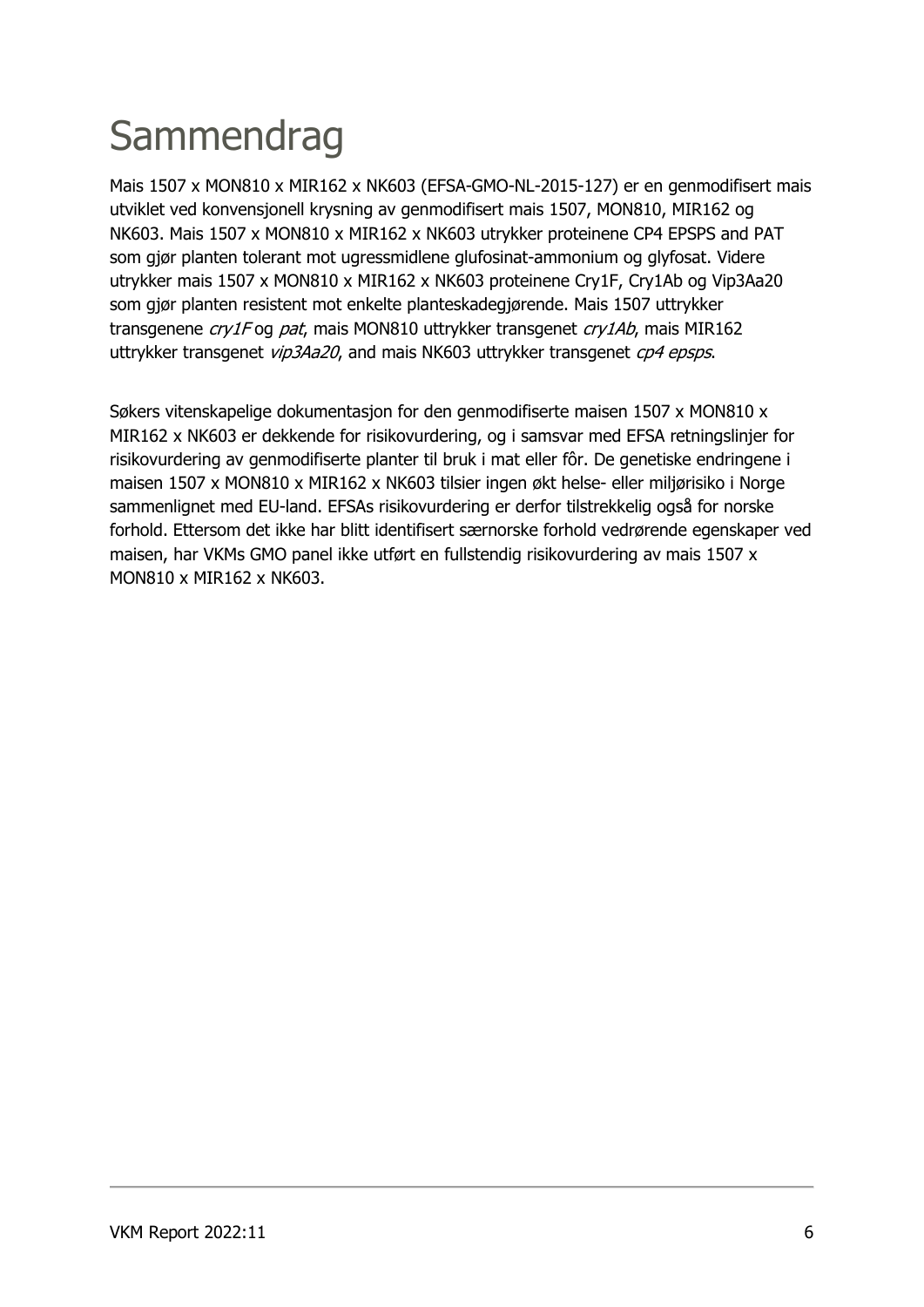# Sammendrag

Mais 1507 x MON810 x MIR162 x NK603 (EFSA-GMO-NL-2015-127) er en genmodifisert mais utviklet ved konvensjonell krysning av genmodifisert mais 1507, MON810, MIR162 og NK603. Mais 1507 x MON810 x MIR162 x NK603 utrykker proteinene CP4 EPSPS and PAT som gjør planten tolerant mot ugressmidlene glufosinat-ammonium og glyfosat. Videre utrykker mais 1507 x MON810 x MIR162 x NK603 proteinene Cry1F, Cry1Ab og Vip3Aa20 som gjør planten resistent mot enkelte planteskadegjørende. Mais 1507 uttrykker transgenene *cry1F* og *pat*, mais MON810 uttrykker transgenet *cry1Ab*, mais MIR162 uttrykker transgenet *vip3Aa20*, and mais NK603 uttrykker transgenet *cp4 epsps*.

Søkers vitenskapelige dokumentasjon for den genmodifiserte maisen 1507 x MON810 x MIR162 x NK603 er dekkende for risikovurdering, og i samsvar med EFSA retningslinjer for risikovurdering av genmodifiserte planter til bruk i mat eller fôr. De genetiske endringene i maisen 1507 x MON810 x MIR162 x NK603 tilsier ingen økt helse- eller miljørisiko i Norge sammenlignet med EU-land. EFSAs risikovurdering er derfor tilstrekkelig også for norske forhold. Ettersom det ikke har blitt identifisert særnorske forhold vedrørende egenskaper ved maisen, har VKMs GMO panel ikke utført en fullstendig risikovurdering av mais 1507 x MON810 x MIR162 x NK603.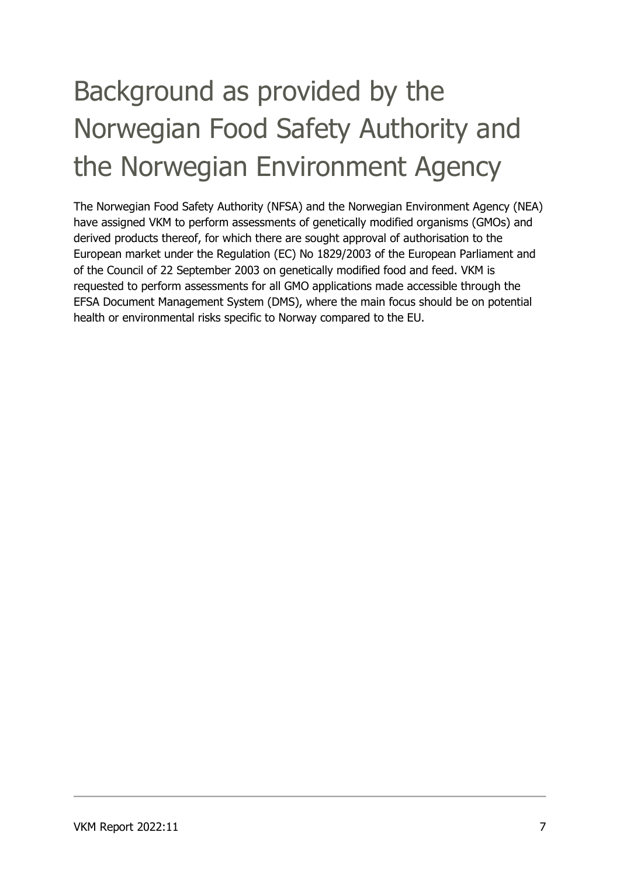# Background as provided by the Norwegian Food Safety Authority and the Norwegian Environment Agency

The Norwegian Food Safety Authority (NFSA) and the Norwegian Environment Agency (NEA) have assigned VKM to perform assessments of genetically modified organisms (GMOs) and derived products thereof, for which there are sought approval of authorisation to the European market under the Regulation (EC) No 1829/2003 of the European Parliament and of the Council of 22 September 2003 on genetically modified food and feed. VKM is requested to perform assessments for all GMO applications made accessible through the EFSA Document Management System (DMS), where the main focus should be on potential health or environmental risks specific to Norway compared to the EU.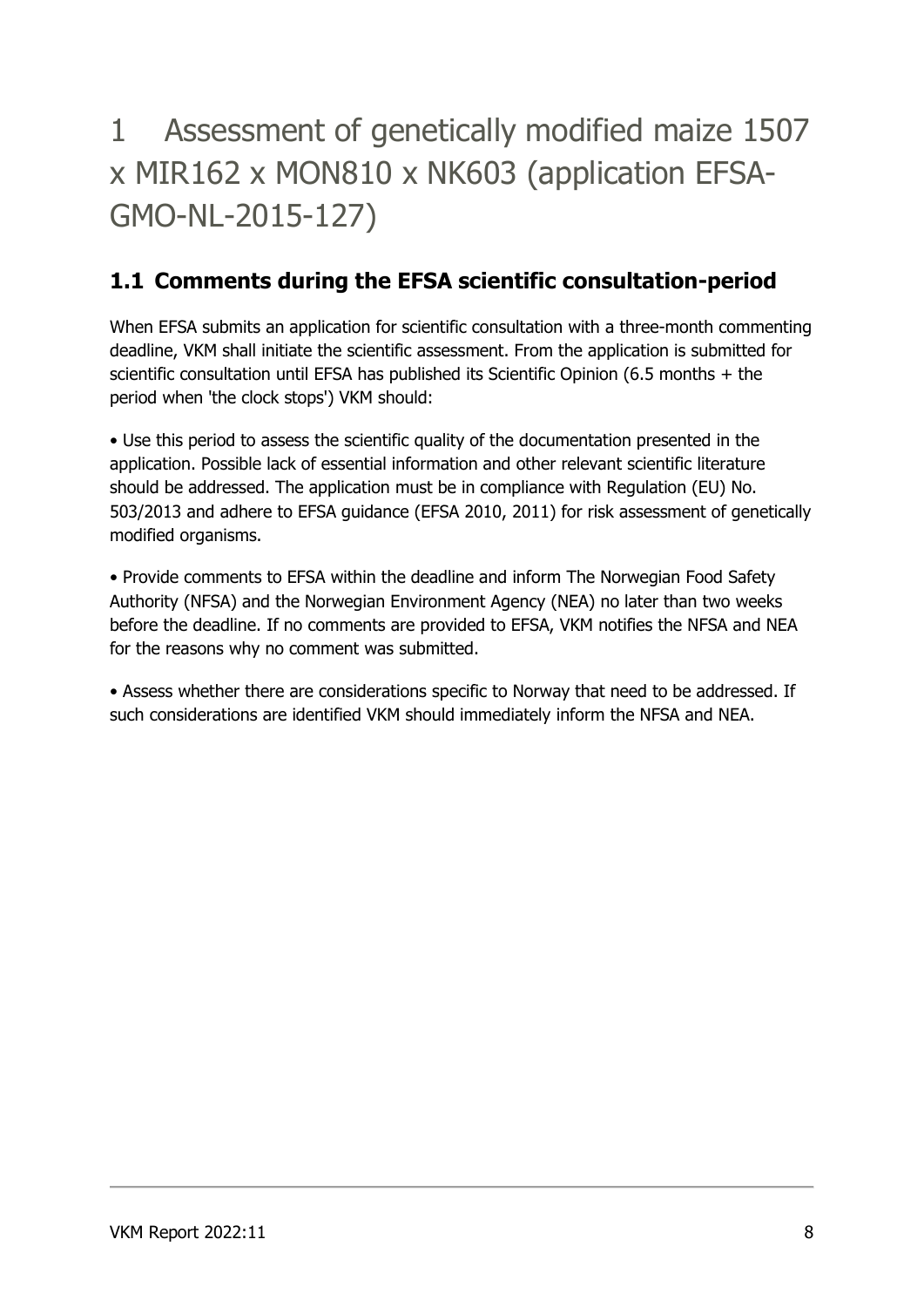# 1 Assessment of genetically modified maize 1507 x MIR162 x MON810 x NK603 (application EFSA-GMO-NL-2015-127)

## 1.1 Comments during the EFSA scientific consultation-period

When EFSA submits an application for scientific consultation with a three-month commenting deadline, VKM shall initiate the scientific assessment. From the application is submitted for scientific consultation until EFSA has published its Scientific Opinion (6.5 months + the period when 'the clock stops') VKM should:

• Use this period to assess the scientific quality of the documentation presented in the application. Possible lack of essential information and other relevant scientific literature should be addressed. The application must be in compliance with Regulation (EU) No. 503/2013 and adhere to EFSA guidance (EFSA 2010, 2011) for risk assessment of genetically modified organisms.

• Provide comments to EFSA within the deadline and inform The Norwegian Food Safety Authority (NFSA) and the Norwegian Environment Agency (NEA) no later than two weeks before the deadline. If no comments are provided to EFSA, VKM notifies the NFSA and NEA for the reasons why no comment was submitted.

• Assess whether there are considerations specific to Norway that need to be addressed. If such considerations are identified VKM should immediately inform the NFSA and NEA.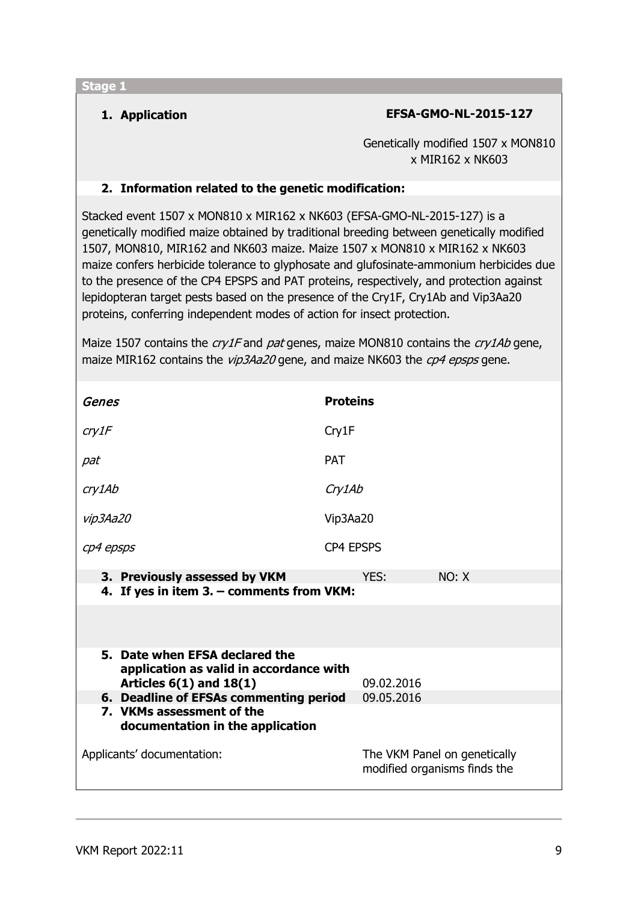**Stage 1**

**1. Application** — **EFSA-GMO-NL-2015-127**

Genetically modified 1507 x MON810 x MIR162 x NK603

**2. Information related to the genetic modification:**

Stacked event 1507 x MON810 x MIR162 x NK603 (EFSA-GMO-NL-2015-127) is a genetically modified maize obtained by traditional breeding between genetically modified 1507, MON810, MIR162 and NK603 maize. Maize 1507 x MON810 x MIR162 x NK603 maize confers herbicide tolerance to glyphosate and glufosinate-ammonium herbicides due to the presence of the CP4 EPSPS and PAT proteins, respectively, and protection against lepidopteran target pests based on the presence of the Cry1F, Cry1Ab and Vip3Aa20 proteins, conferring independent modes of action for insect protection.

Maize 1507 contains the *cry1F* and *pat* genes, maize MON810 contains the *cry1Ab* gene, maize MIR162 contains the *vip3Aa20* gene, and maize NK603 the *cp4 epsps* gene.

| *Genes* | **Proteins** |
|---|---|
| *cry1F* | Cry1F |
| *pat* | PAT |
| *cry1Ab* | *Cry1Ab* |
| *vip3Aa20* | Vip3Aa20 |
| *cp4 epsps* | CP4 EPSPS |

**3. Previously assessed by VKM** — YES: NO: X

**4. If yes in item 3. – comments from VKM:**

**5. Date when EFSA declared the application as valid in accordance with Articles 6(1) and 18(1)** — 09.02.2016

**6. Deadline of EFSAs commenting period** — 09.05.2016

**7. VKMs assessment of the documentation in the application**

Applicants' documentation: — The VKM Panel on genetically modified organisms finds the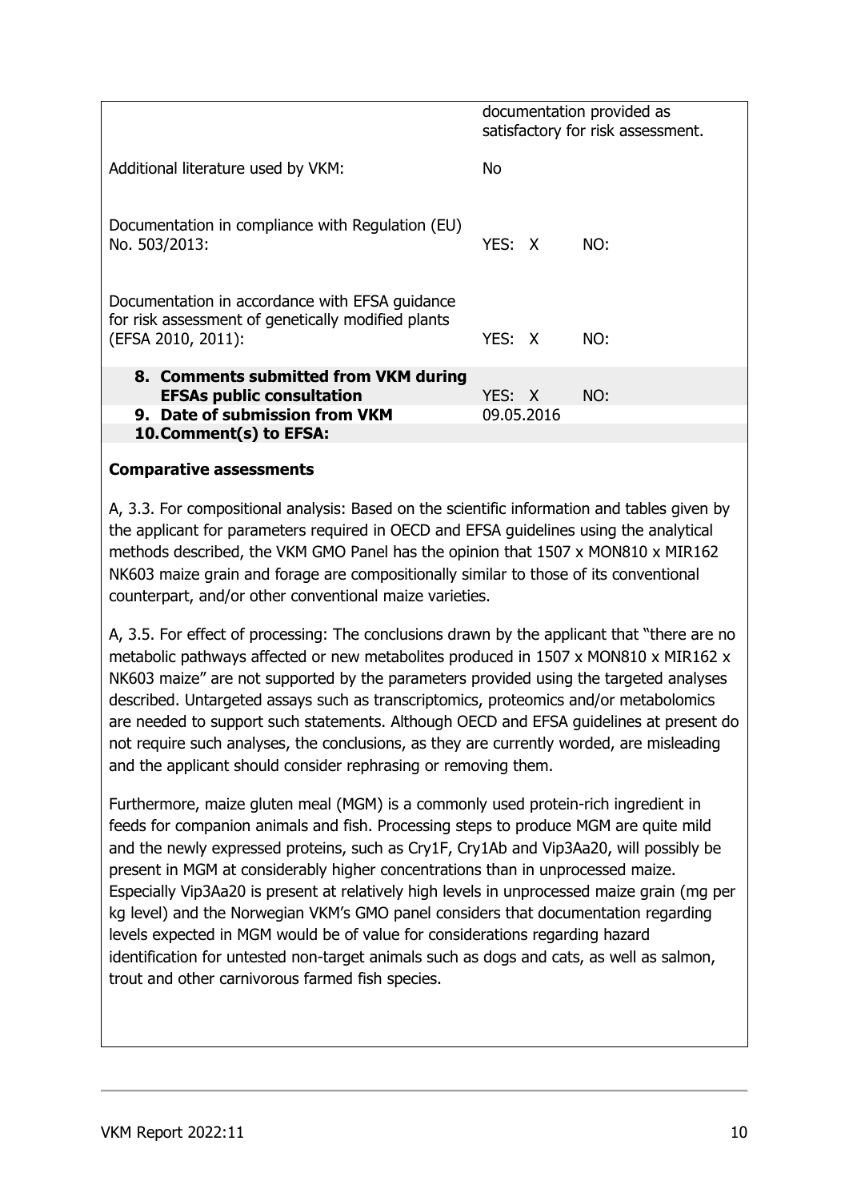| | documentation provided as satisfactory for risk assessment. | |
|---|---|---|
| Additional literature used by VKM: | No | |
| Documentation in compliance with Regulation (EU) No. 503/2013: | YES: X | NO: |
| Documentation in accordance with EFSA guidance for risk assessment of genetically modified plants (EFSA 2010, 2011): | YES: X | NO: |
| **8. Comments submitted from VKM during EFSAs public consultation** | YES: X | NO: |
| **9. Date of submission from VKM** | 09.05.2016 | |
| **10. Comment(s) to EFSA:** | | |

**Comparative assessments**

A, 3.3. For compositional analysis: Based on the scientific information and tables given by the applicant for parameters required in OECD and EFSA guidelines using the analytical methods described, the VKM GMO Panel has the opinion that 1507 x MON810 x MIR162 NK603 maize grain and forage are compositionally similar to those of its conventional counterpart, and/or other conventional maize varieties.

A, 3.5. For effect of processing: The conclusions drawn by the applicant that "there are no metabolic pathways affected or new metabolites produced in 1507 x MON810 x MIR162 x NK603 maize" are not supported by the parameters provided using the targeted analyses described. Untargeted assays such as transcriptomics, proteomics and/or metabolomics are needed to support such statements. Although OECD and EFSA guidelines at present do not require such analyses, the conclusions, as they are currently worded, are misleading and the applicant should consider rephrasing or removing them.

Furthermore, maize gluten meal (MGM) is a commonly used protein-rich ingredient in feeds for companion animals and fish. Processing steps to produce MGM are quite mild and the newly expressed proteins, such as Cry1F, Cry1Ab and Vip3Aa20, will possibly be present in MGM at considerably higher concentrations than in unprocessed maize. Especially Vip3Aa20 is present at relatively high levels in unprocessed maize grain (mg per kg level) and the Norwegian VKM's GMO panel considers that documentation regarding levels expected in MGM would be of value for considerations regarding hazard identification for untested non-target animals such as dogs and cats, as well as salmon, trout and other carnivorous farmed fish species.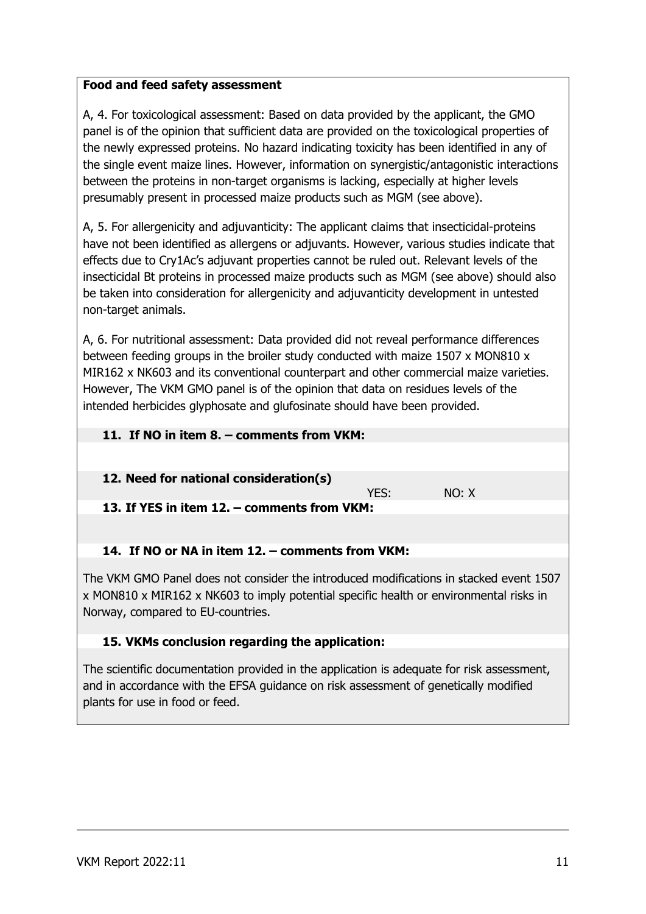**Food and feed safety assessment**

A, 4. For toxicological assessment: Based on data provided by the applicant, the GMO panel is of the opinion that sufficient data are provided on the toxicological properties of the newly expressed proteins. No hazard indicating toxicity has been identified in any of the single event maize lines. However, information on synergistic/antagonistic interactions between the proteins in non-target organisms is lacking, especially at higher levels presumably present in processed maize products such as MGM (see above).

A, 5. For allergenicity and adjuvanticity: The applicant claims that insecticidal-proteins have not been identified as allergens or adjuvants. However, various studies indicate that effects due to Cry1Ac's adjuvant properties cannot be ruled out. Relevant levels of the insecticidal Bt proteins in processed maize products such as MGM (see above) should also be taken into consideration for allergenicity and adjuvanticity development in untested non-target animals.

A, 6. For nutritional assessment: Data provided did not reveal performance differences between feeding groups in the broiler study conducted with maize 1507 x MON810 x MIR162 x NK603 and its conventional counterpart and other commercial maize varieties. However, The VKM GMO panel is of the opinion that data on residues levels of the intended herbicides glyphosate and glufosinate should have been provided.

**11. If NO in item 8. – comments from VKM:**

**12. Need for national consideration(s)**

YES: NO: X

**13. If YES in item 12. – comments from VKM:**

**14. If NO or NA in item 12. – comments from VKM:**

The VKM GMO Panel does not consider the introduced modifications in stacked event 1507 x MON810 x MIR162 x NK603 to imply potential specific health or environmental risks in Norway, compared to EU-countries.

**15. VKMs conclusion regarding the application:**

The scientific documentation provided in the application is adequate for risk assessment, and in accordance with the EFSA guidance on risk assessment of genetically modified plants for use in food or feed.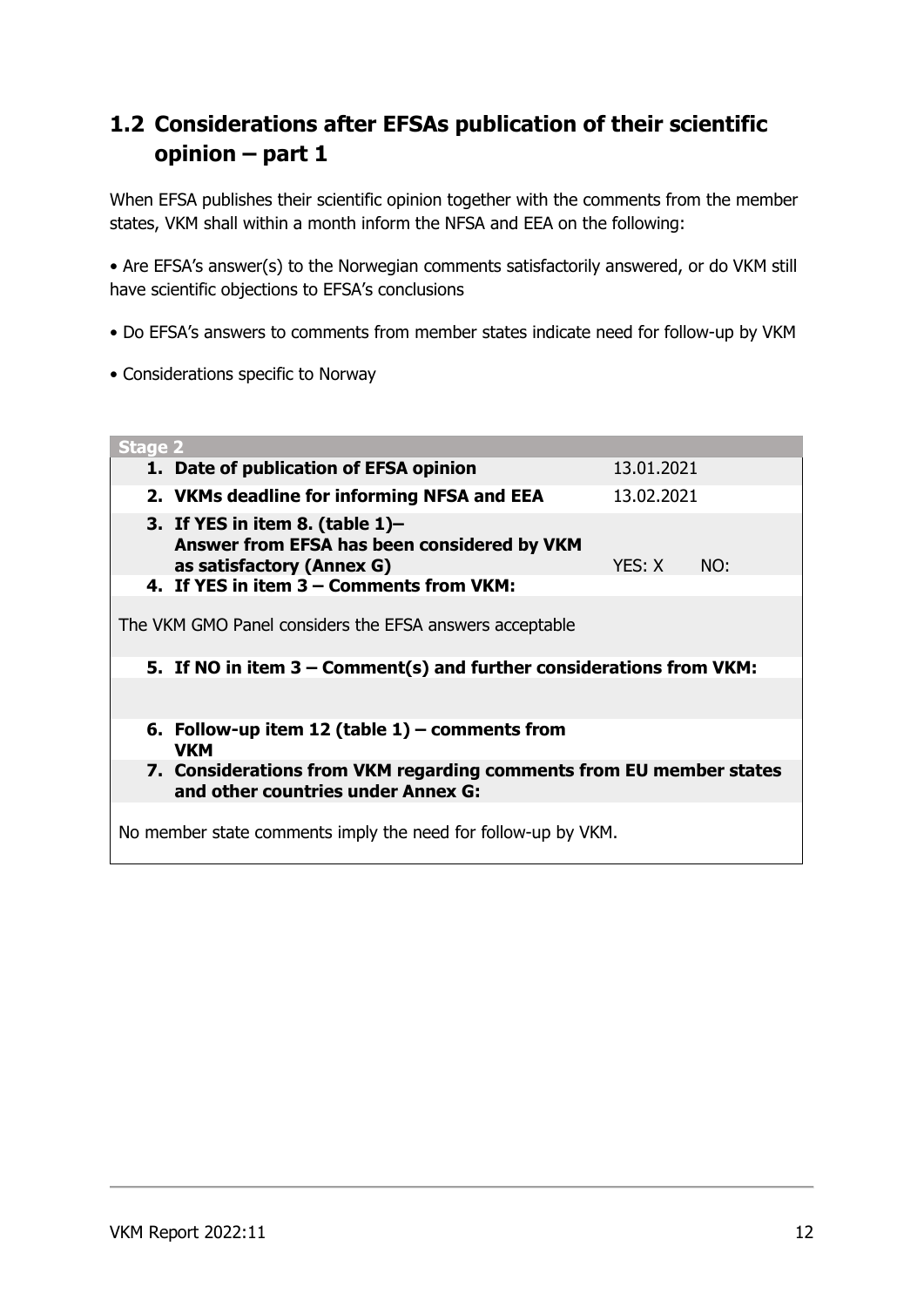## 1.2 Considerations after EFSAs publication of their scientific opinion – part 1

When EFSA publishes their scientific opinion together with the comments from the member states, VKM shall within a month inform the NFSA and EEA on the following:

• Are EFSA's answer(s) to the Norwegian comments satisfactorily answered, or do VKM still have scientific objections to EFSA's conclusions

• Do EFSA's answers to comments from member states indicate need for follow-up by VKM

• Considerations specific to Norway

| Stage 2 | |
|---|---|
| **1. Date of publication of EFSA opinion** | 13.01.2021 |
| **2. VKMs deadline for informing NFSA and EEA** | 13.02.2021 |
| **3. If YES in item 8. (table 1)– Answer from EFSA has been considered by VKM as satisfactory (Annex G)** | YES: X NO: |
| **4. If YES in item 3 – Comments from VKM:** | |
| The VKM GMO Panel considers the EFSA answers acceptable | |
| **5. If NO in item 3 – Comment(s) and further considerations from VKM:** | |
| | |
| **6. Follow-up item 12 (table 1) – comments from VKM** | |
| **7. Considerations from VKM regarding comments from EU member states and other countries under Annex G:** | |
| No member state comments imply the need for follow-up by VKM. | |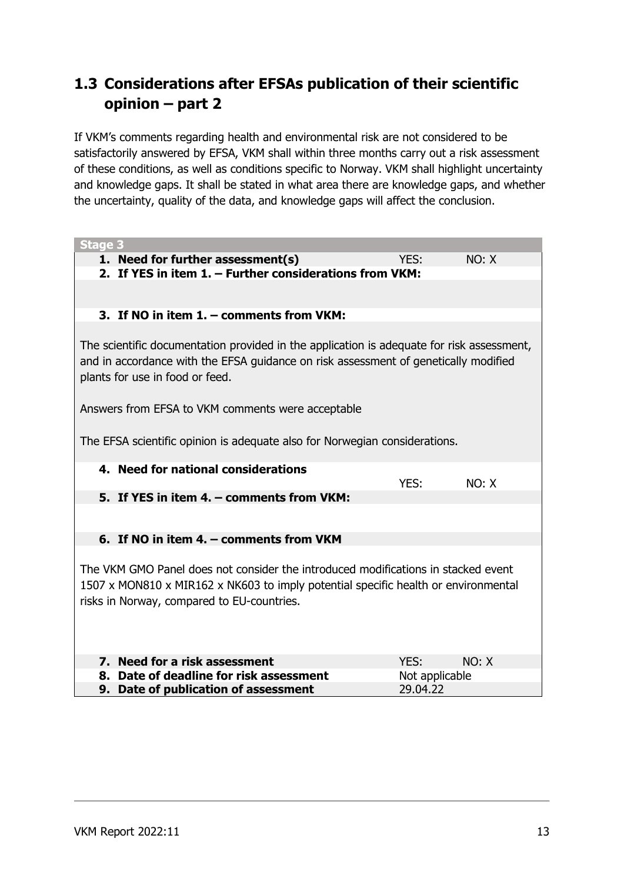## 1.3 Considerations after EFSAs publication of their scientific opinion – part 2

If VKM's comments regarding health and environmental risk are not considered to be satisfactorily answered by EFSA, VKM shall within three months carry out a risk assessment of these conditions, as well as conditions specific to Norway. VKM shall highlight uncertainty and knowledge gaps. It shall be stated in what area there are knowledge gaps, and whether the uncertainty, quality of the data, and knowledge gaps will affect the conclusion.

| Stage 3 | | |
|---|---|---|
| **1. Need for further assessment(s)** | YES: | NO: X |
| **2. If YES in item 1. – Further considerations from VKM:** | | |
| | | |
| **3. If NO in item 1. – comments from VKM:** | | |
| The scientific documentation provided in the application is adequate for risk assessment, and in accordance with the EFSA guidance on risk assessment of genetically modified plants for use in food or feed.<br><br>Answers from EFSA to VKM comments were acceptable<br><br>The EFSA scientific opinion is adequate also for Norwegian considerations. | | |
| **4. Need for national considerations** | YES: | NO: X |
| **5. If YES in item 4. – comments from VKM:** | | |
| | | |
| **6. If NO in item 4. – comments from VKM** | | |
| The VKM GMO Panel does not consider the introduced modifications in stacked event 1507 x MON810 x MIR162 x NK603 to imply potential specific health or environmental risks in Norway, compared to EU-countries. | | |
| **7. Need for a risk assessment** | YES: | NO: X |
| **8. Date of deadline for risk assessment** | Not applicable | |
| **9. Date of publication of assessment** | 29.04.22 | |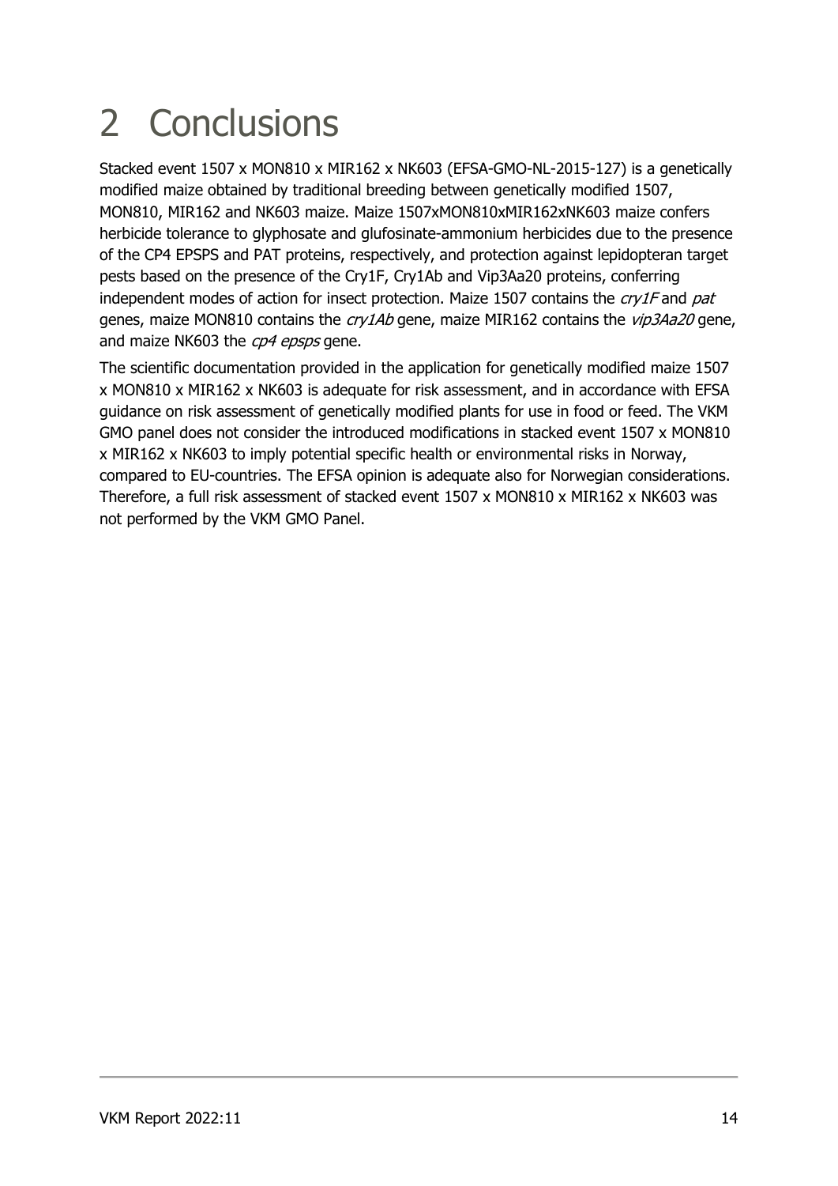# 2 Conclusions

Stacked event 1507 x MON810 x MIR162 x NK603 (EFSA-GMO-NL-2015-127) is a genetically modified maize obtained by traditional breeding between genetically modified 1507, MON810, MIR162 and NK603 maize. Maize 1507xMON810xMIR162xNK603 maize confers herbicide tolerance to glyphosate and glufosinate-ammonium herbicides due to the presence of the CP4 EPSPS and PAT proteins, respectively, and protection against lepidopteran target pests based on the presence of the Cry1F, Cry1Ab and Vip3Aa20 proteins, conferring independent modes of action for insect protection. Maize 1507 contains the *cry1F* and *pat* genes, maize MON810 contains the *cry1Ab* gene, maize MIR162 contains the *vip3Aa20* gene, and maize NK603 the *cp4 epsps* gene.

The scientific documentation provided in the application for genetically modified maize 1507 x MON810 x MIR162 x NK603 is adequate for risk assessment, and in accordance with EFSA guidance on risk assessment of genetically modified plants for use in food or feed. The VKM GMO panel does not consider the introduced modifications in stacked event 1507 x MON810 x MIR162 x NK603 to imply potential specific health or environmental risks in Norway, compared to EU-countries. The EFSA opinion is adequate also for Norwegian considerations. Therefore, a full risk assessment of stacked event 1507 x MON810 x MIR162 x NK603 was not performed by the VKM GMO Panel.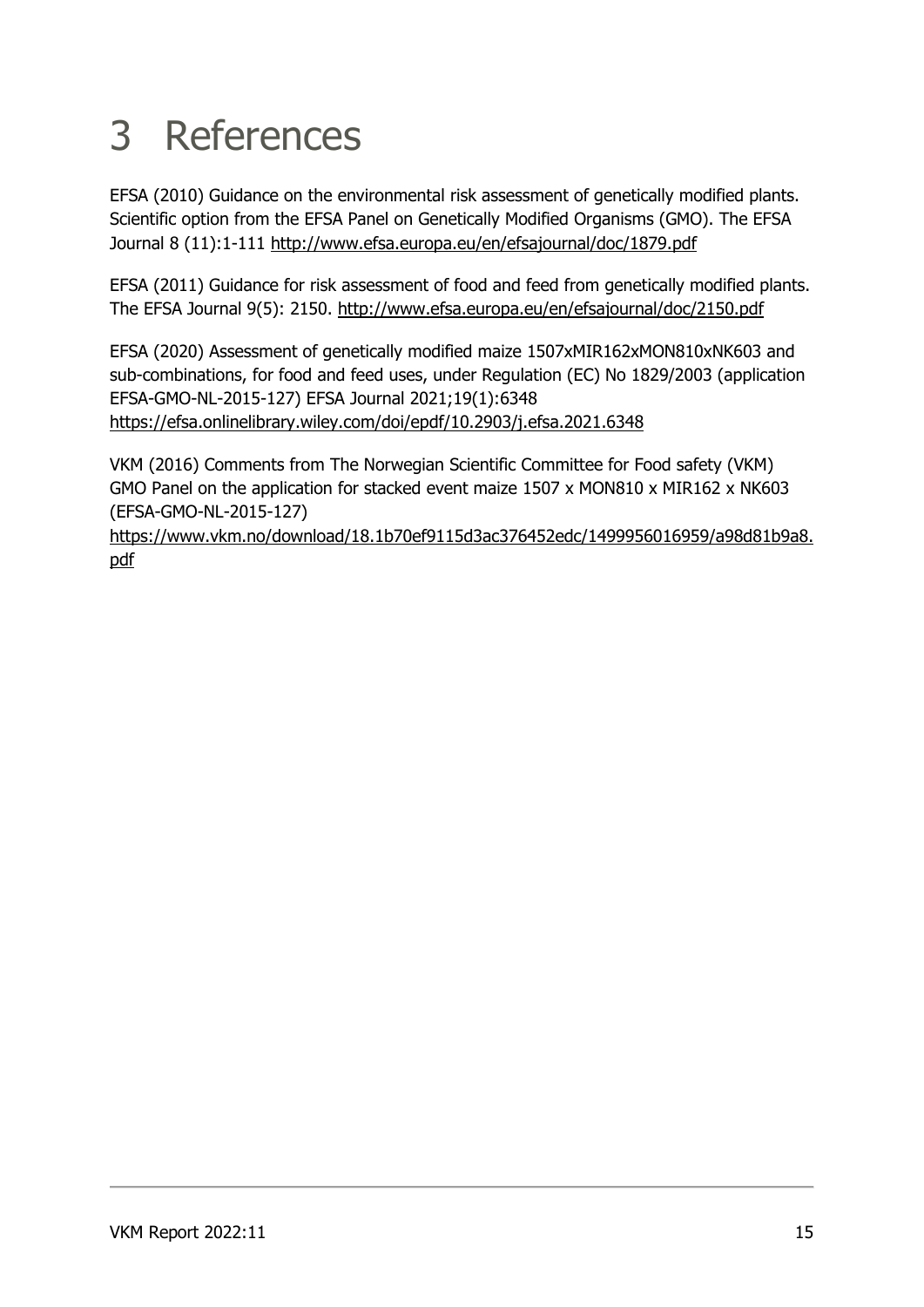# 3 References

EFSA (2010) Guidance on the environmental risk assessment of genetically modified plants. Scientific option from the EFSA Panel on Genetically Modified Organisms (GMO). The EFSA Journal 8 (11):1-111 http://www.efsa.europa.eu/en/efsajournal/doc/1879.pdf

EFSA (2011) Guidance for risk assessment of food and feed from genetically modified plants. The EFSA Journal 9(5): 2150. http://www.efsa.europa.eu/en/efsajournal/doc/2150.pdf

EFSA (2020) Assessment of genetically modified maize 1507xMIR162xMON810xNK603 and sub-combinations, for food and feed uses, under Regulation (EC) No 1829/2003 (application EFSA-GMO-NL-2015-127) EFSA Journal 2021;19(1):6348 https://efsa.onlinelibrary.wiley.com/doi/epdf/10.2903/j.efsa.2021.6348

VKM (2016) Comments from The Norwegian Scientific Committee for Food safety (VKM) GMO Panel on the application for stacked event maize 1507 x MON810 x MIR162 x NK603 (EFSA-GMO-NL-2015-127) https://www.vkm.no/download/18.1b70ef9115d3ac376452edc/1499956016959/a98d81b9a8.pdf